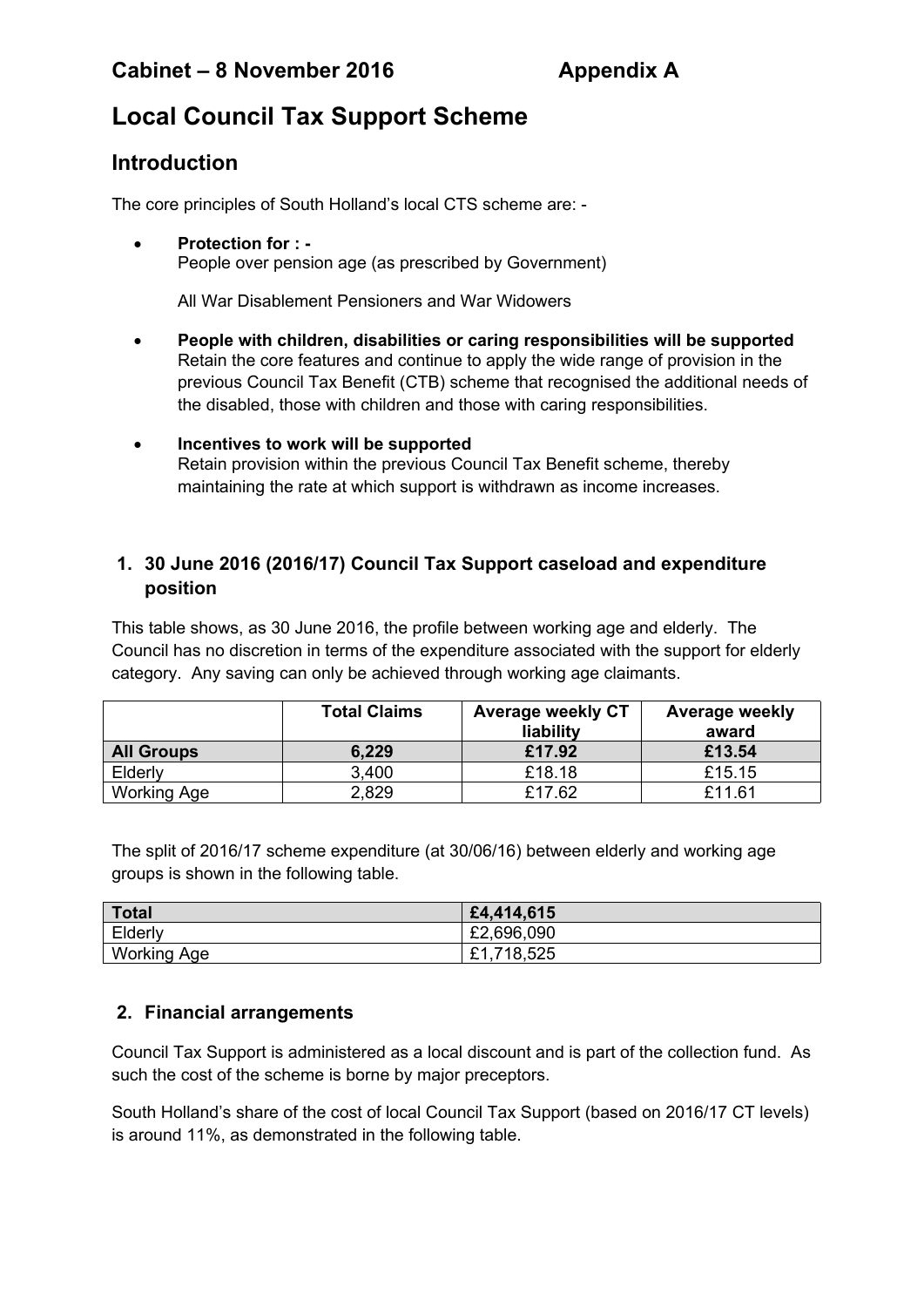**Cabinet – 8 November 2016 Appendix A**

# Local Council Tax Support Scheme

## Introduction

The core principles of South Holland's local CTS scheme are: -

- **Protection for : -**
  People over pension age (as prescribed by Government)

  All War Disablement Pensioners and War Widowers

- **People with children, disabilities or caring responsibilities will be supported**
  Retain the core features and continue to apply the wide range of provision in the previous Council Tax Benefit (CTB) scheme that recognised the additional needs of the disabled, those with children and those with caring responsibilities.

- **Incentives to work will be supported**
  Retain provision within the previous Council Tax Benefit scheme, thereby maintaining the rate at which support is withdrawn as income increases.

### 1. 30 June 2016 (2016/17) Council Tax Support caseload and expenditure position

This table shows, as 30 June 2016, the profile between working age and elderly. The Council has no discretion in terms of the expenditure associated with the support for elderly category. Any saving can only be achieved through working age claimants.

| | Total Claims | Average weekly CT liability | Average weekly award |
|---|---|---|---|
| **All Groups** | **6,229** | **£17.92** | **£13.54** |
| Elderly | 3,400 | £18.18 | £15.15 |
| Working Age | 2,829 | £17.62 | £11.61 |

The split of 2016/17 scheme expenditure (at 30/06/16) between elderly and working age groups is shown in the following table.

| **Total** | **£4,414,615** |
|---|---|
| Elderly | £2,696,090 |
| Working Age | £1,718,525 |

### 2. Financial arrangements

Council Tax Support is administered as a local discount and is part of the collection fund. As such the cost of the scheme is borne by major preceptors.

South Holland's share of the cost of local Council Tax Support (based on 2016/17 CT levels) is around 11%, as demonstrated in the following table.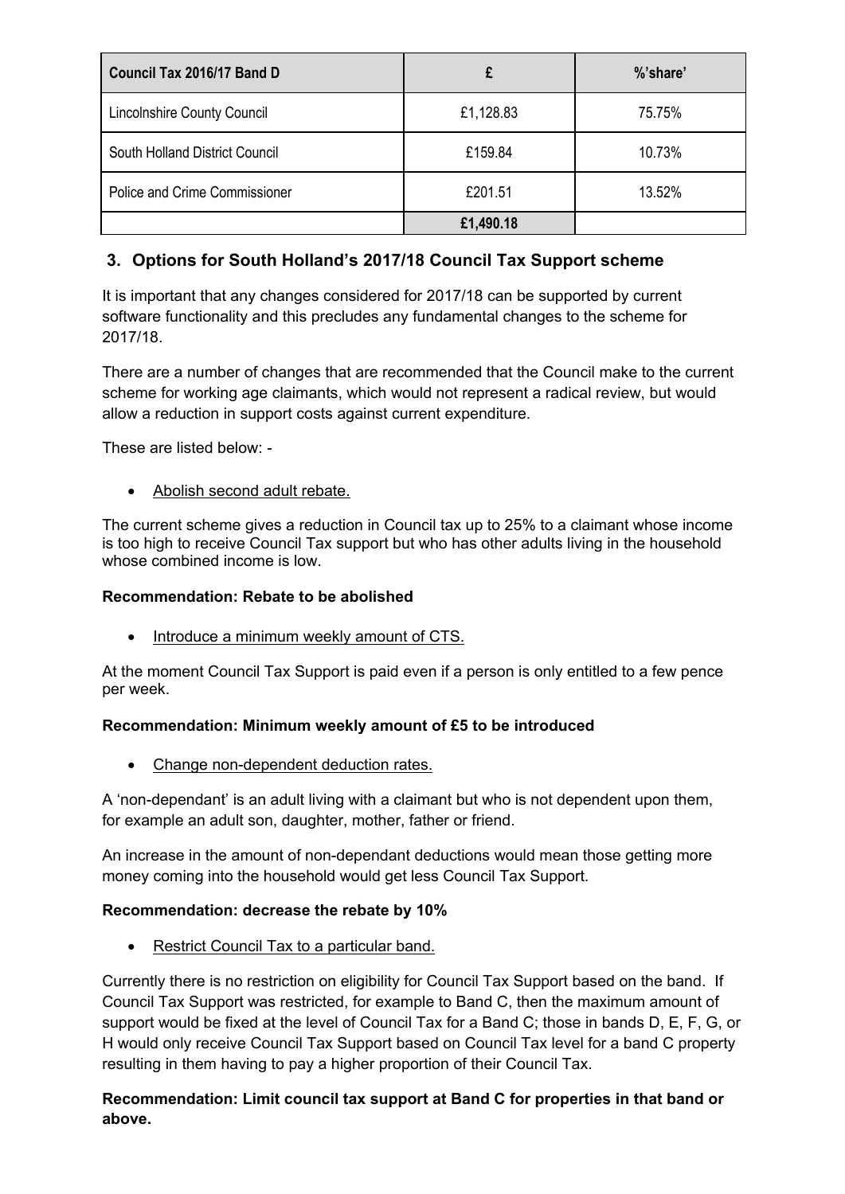| Council Tax 2016/17 Band D | £ | %'share' |
|---|---|---|
| Lincolnshire County Council | £1,128.83 | 75.75% |
| South Holland District Council | £159.84 | 10.73% |
| Police and Crime Commissioner | £201.51 | 13.52% |
| | **£1,490.18** | |

## 3. Options for South Holland's 2017/18 Council Tax Support scheme

It is important that any changes considered for 2017/18 can be supported by current software functionality and this precludes any fundamental changes to the scheme for 2017/18.

There are a number of changes that are recommended that the Council make to the current scheme for working age claimants, which would not represent a radical review, but would allow a reduction in support costs against current expenditure.

These are listed below: -

- Abolish second adult rebate.

The current scheme gives a reduction in Council tax up to 25% to a claimant whose income is too high to receive Council Tax support but who has other adults living in the household whose combined income is low.

**Recommendation: Rebate to be abolished**

- Introduce a minimum weekly amount of CTS.

At the moment Council Tax Support is paid even if a person is only entitled to a few pence per week.

**Recommendation: Minimum weekly amount of £5 to be introduced**

- Change non-dependent deduction rates.

A 'non-dependant' is an adult living with a claimant but who is not dependent upon them, for example an adult son, daughter, mother, father or friend.

An increase in the amount of non-dependant deductions would mean those getting more money coming into the household would get less Council Tax Support.

**Recommendation: decrease the rebate by 10%**

- Restrict Council Tax to a particular band.

Currently there is no restriction on eligibility for Council Tax Support based on the band. If Council Tax Support was restricted, for example to Band C, then the maximum amount of support would be fixed at the level of Council Tax for a Band C; those in bands D, E, F, G, or H would only receive Council Tax Support based on Council Tax level for a band C property resulting in them having to pay a higher proportion of their Council Tax.

**Recommendation: Limit council tax support at Band C for properties in that band or above.**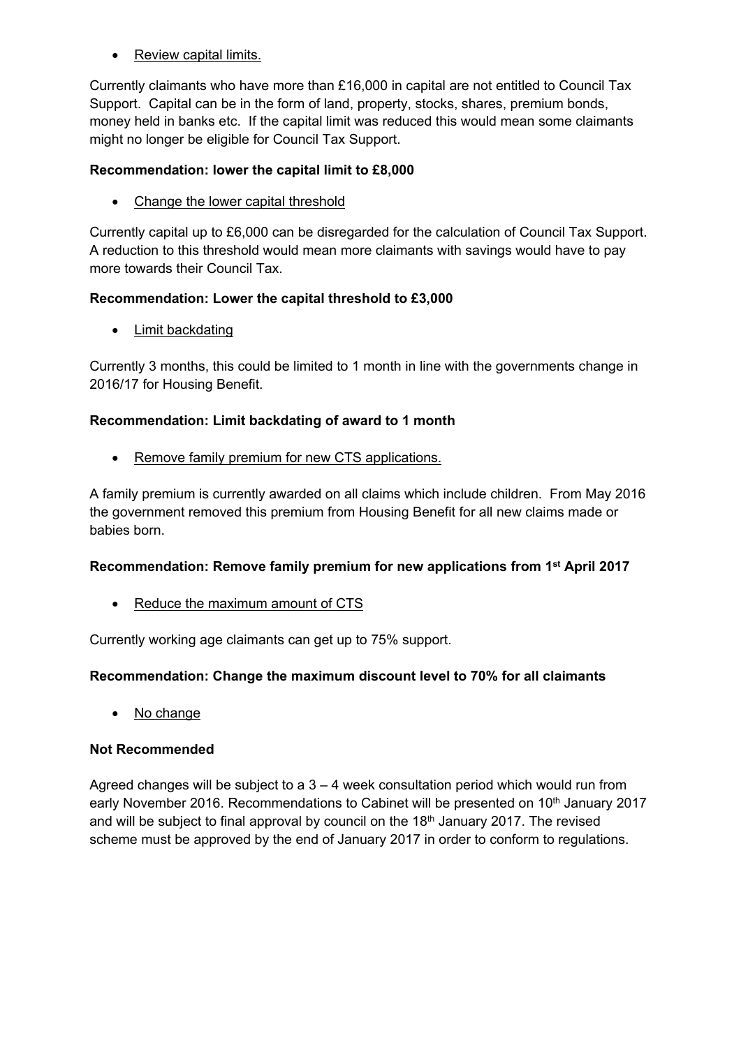- Review capital limits.

Currently claimants who have more than £16,000 in capital are not entitled to Council Tax Support. Capital can be in the form of land, property, stocks, shares, premium bonds, money held in banks etc. If the capital limit was reduced this would mean some claimants might no longer be eligible for Council Tax Support.

**Recommendation: lower the capital limit to £8,000**

- Change the lower capital threshold

Currently capital up to £6,000 can be disregarded for the calculation of Council Tax Support. A reduction to this threshold would mean more claimants with savings would have to pay more towards their Council Tax.

**Recommendation: Lower the capital threshold to £3,000**

- Limit backdating

Currently 3 months, this could be limited to 1 month in line with the governments change in 2016/17 for Housing Benefit.

**Recommendation: Limit backdating of award to 1 month**

- Remove family premium for new CTS applications.

A family premium is currently awarded on all claims which include children. From May 2016 the government removed this premium from Housing Benefit for all new claims made or babies born.

**Recommendation: Remove family premium for new applications from 1st April 2017**

- Reduce the maximum amount of CTS

Currently working age claimants can get up to 75% support.

**Recommendation: Change the maximum discount level to 70% for all claimants**

- No change

**Not Recommended**

Agreed changes will be subject to a 3 – 4 week consultation period which would run from early November 2016. Recommendations to Cabinet will be presented on 10th January 2017 and will be subject to final approval by council on the 18th January 2017. The revised scheme must be approved by the end of January 2017 in order to conform to regulations.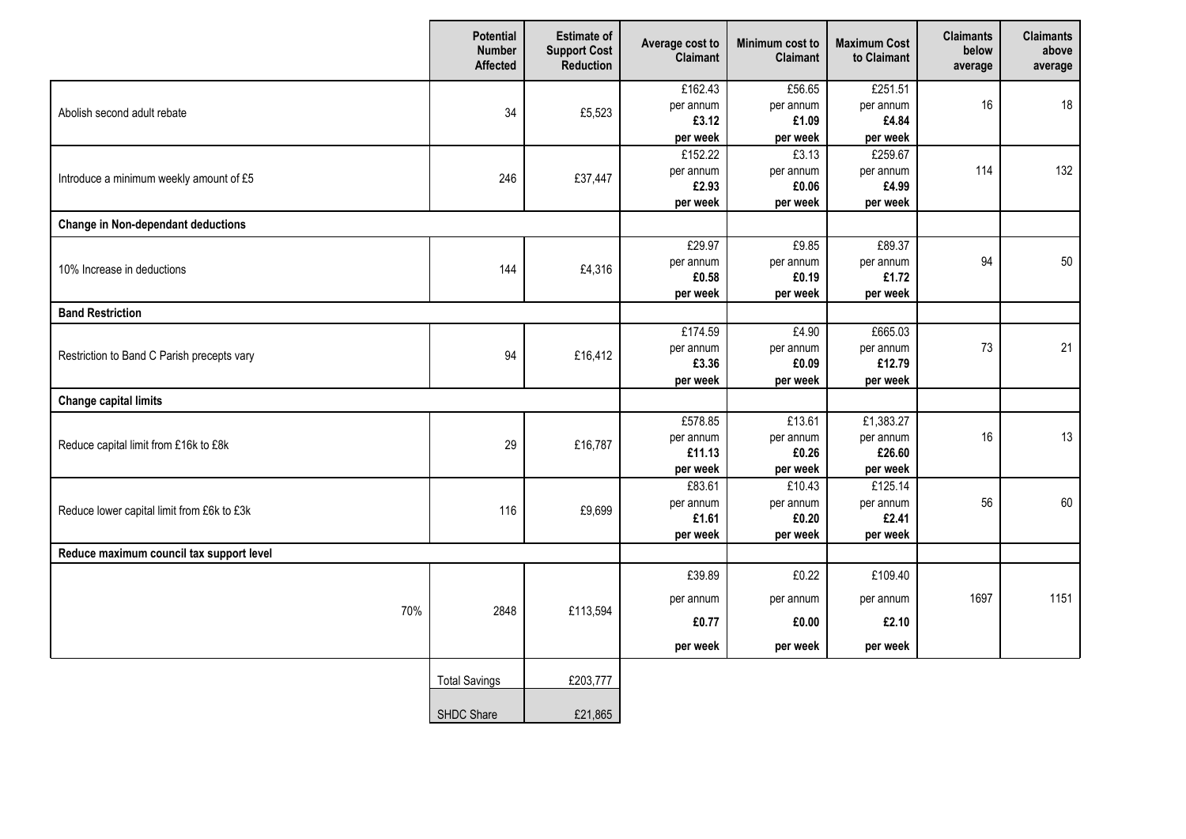| | Potential Number Affected | Estimate of Support Cost Reduction | Average cost to Claimant | Minimum cost to Claimant | Maximum Cost to Claimant | Claimants below average | Claimants above average |
|---|---|---|---|---|---|---|---|
| Abolish second adult rebate | 34 | £5,523 | £162.43 per annum **£3.12 per week** | £56.65 per annum **£1.09 per week** | £251.51 per annum **£4.84 per week** | 16 | 18 |
| Introduce a minimum weekly amount of £5 | 246 | £37,447 | £152.22 per annum **£2.93 per week** | £3.13 per annum **£0.06 per week** | £259.67 per annum **£4.99 per week** | 114 | 132 |
| **Change in Non-dependant deductions** | | | | | | | |
| 10% Increase in deductions | 144 | £4,316 | £29.97 per annum **£0.58 per week** | £9.85 per annum **£0.19 per week** | £89.37 per annum **£1.72 per week** | 94 | 50 |
| **Band Restriction** | | | | | | | |
| Restriction to Band C Parish precepts vary | 94 | £16,412 | £174.59 per annum **£3.36 per week** | £4.90 per annum **£0.09 per week** | £665.03 per annum **£12.79 per week** | 73 | 21 |
| **Change capital limits** | | | | | | | |
| Reduce capital limit from £16k to £8k | 29 | £16,787 | £578.85 per annum **£11.13 per week** | £13.61 per annum **£0.26 per week** | £1,383.27 per annum **£26.60 per week** | 16 | 13 |
| Reduce lower capital limit from £6k to £3k | 116 | £9,699 | £83.61 per annum **£1.61 per week** | £10.43 per annum **£0.20 per week** | £125.14 per annum **£2.41 per week** | 56 | 60 |
| **Reduce maximum council tax support level** | | | | | | | |
| 70% | 2848 | £113,594 | £39.89 per annum **£0.77 per week** | £0.22 per annum **£0.00 per week** | £109.40 per annum **£2.10 per week** | 1697 | 1151 |
| | Total Savings | £203,777 | | | | | |
| | SHDC Share | £21,865 | | | | | |